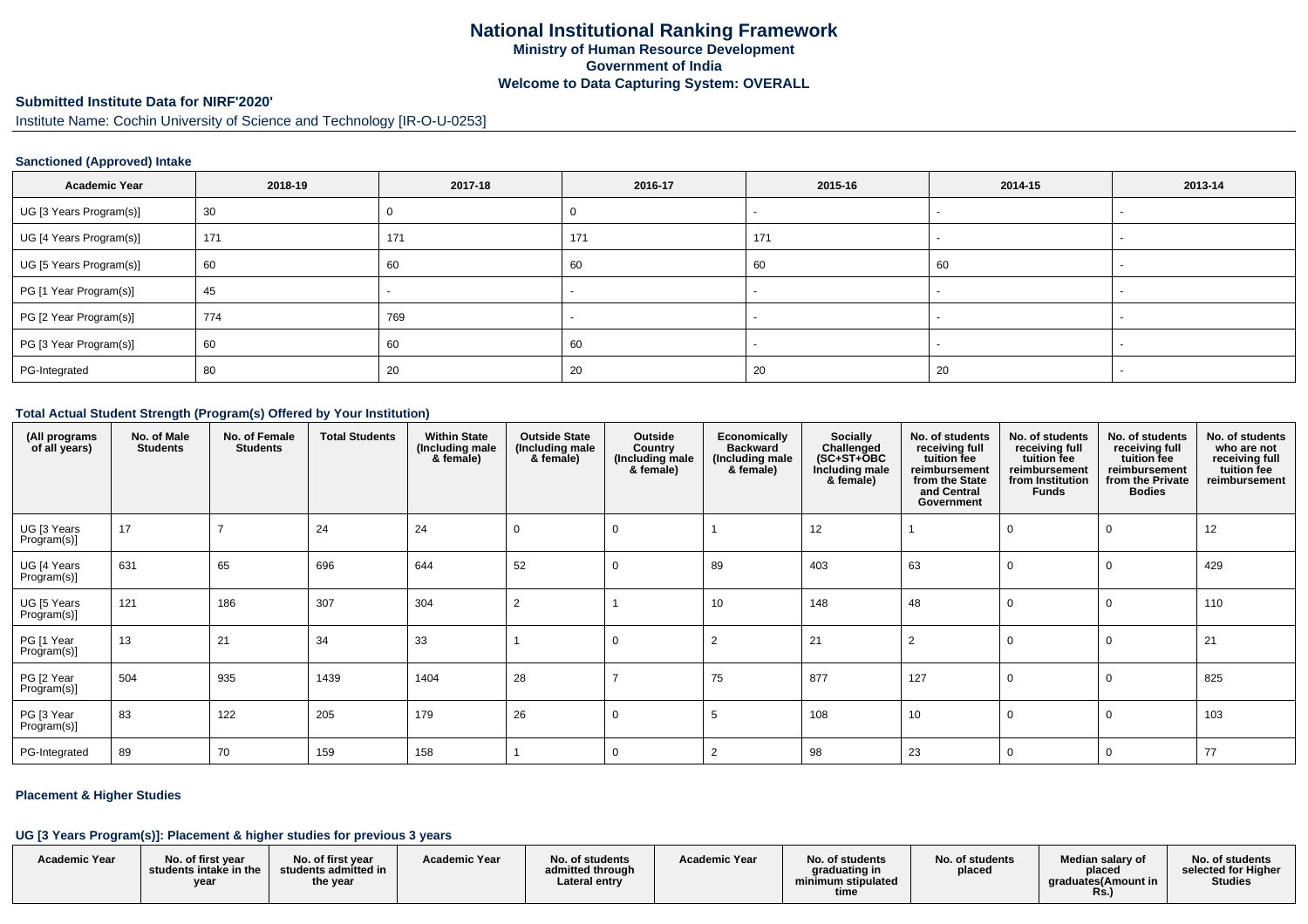# National Institutional Ranking Framework
## Ministry of Human Resource Development
## Government of India
## Welcome to Data Capturing System: OVERALL

### Submitted Institute Data for NIRF'2020'

Institute Name: Cochin University of Science and Technology [IR-O-U-0253]

#### Sanctioned (Approved) Intake

| Academic Year | 2018-19 | 2017-18 | 2016-17 | 2015-16 | 2014-15 | 2013-14 |
|---|---|---|---|---|---|---|
| UG [3 Years Program(s)] | 30 | 0 | 0 | - | - | - |
| UG [4 Years Program(s)] | 171 | 171 | 171 | 171 | - | - |
| UG [5 Years Program(s)] | 60 | 60 | 60 | 60 | 60 | - |
| PG [1 Year Program(s)] | 45 | - | - | - | - | - |
| PG [2 Year Program(s)] | 774 | 769 | - | - | - | - |
| PG [3 Year Program(s)] | 60 | 60 | 60 | - | - | - |
| PG-Integrated | 80 | 20 | 20 | 20 | 20 | - |

#### Total Actual Student Strength (Program(s) Offered by Your Institution)

| (All programs of all years) | No. of Male Students | No. of Female Students | Total Students | Within State (Including male & female) | Outside State (Including male & female) | Outside Country (Including male & female) | Economically Backward (Including male & female) | Socially Challenged (SC+ST+OBC Including male & female) | No. of students receiving full tuition fee reimbursement from the State and Central Government | No. of students receiving full tuition fee reimbursement from Institution Funds | No. of students receiving full tuition fee reimbursement from the Private Bodies | No. of students who are not receiving full tuition fee reimbursement |
|---|---|---|---|---|---|---|---|---|---|---|---|---|
| UG [3 Years Program(s)] | 17 | 7 | 24 | 24 | 0 | 0 | 1 | 12 | 1 | 0 | 0 | 12 |
| UG [4 Years Program(s)] | 631 | 65 | 696 | 644 | 52 | 0 | 89 | 403 | 63 | 0 | 0 | 429 |
| UG [5 Years Program(s)] | 121 | 186 | 307 | 304 | 2 | 1 | 10 | 148 | 48 | 0 | 0 | 110 |
| PG [1 Year Program(s)] | 13 | 21 | 34 | 33 | 1 | 0 | 2 | 21 | 2 | 0 | 0 | 21 |
| PG [2 Year Program(s)] | 504 | 935 | 1439 | 1404 | 28 | 7 | 75 | 877 | 127 | 0 | 0 | 825 |
| PG [3 Year Program(s)] | 83 | 122 | 205 | 179 | 26 | 0 | 5 | 108 | 10 | 0 | 0 | 103 |
| PG-Integrated | 89 | 70 | 159 | 158 | 1 | 0 | 2 | 98 | 23 | 0 | 0 | 77 |

#### Placement & Higher Studies

#### UG [3 Years Program(s)]: Placement & higher studies for previous 3 years

| Academic Year | No. of first year students intake in the year | No. of first year students admitted in the year | Academic Year | No. of students admitted through Lateral entry | Academic Year | No. of students graduating in minimum stipulated time | No. of students placed | Median salary of placed graduates(Amount in Rs.) | No. of students selected for Higher Studies |
|---|---|---|---|---|---|---|---|---|---|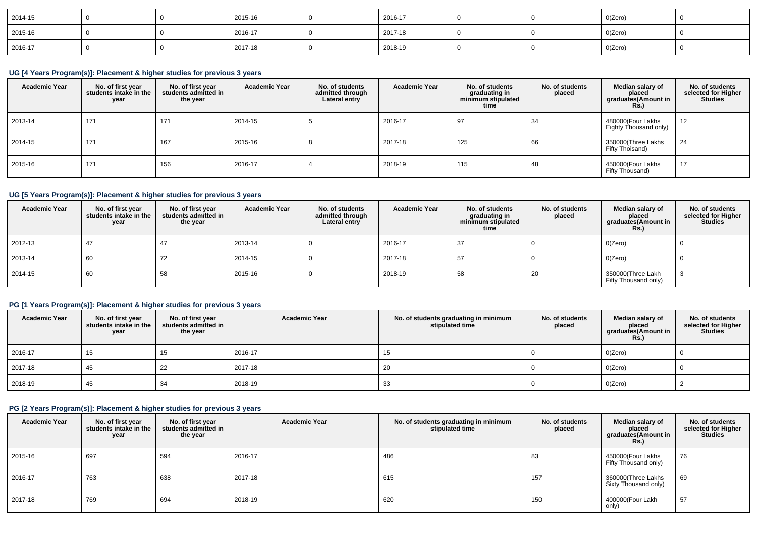| 2014-15 | 0 | 0 | 2015-16 | 0 | 2016-17 | 0 | 0 | 0(Zero) | 0 |
|---|---|---|---|---|---|---|---|---|---|
| 2015-16 | 0 | 0 | 2016-17 | 0 | 2017-18 | 0 | 0 | 0(Zero) | 0 |
| 2016-17 | 0 | 0 | 2017-18 | 0 | 2018-19 | 0 | 0 | 0(Zero) | 0 |

### UG [4 Years Program(s)]: Placement & higher studies for previous 3 years

| Academic Year | No. of first year students intake in the year | No. of first year students admitted in the year | Academic Year | No. of students admitted through Lateral entry | Academic Year | No. of students graduating in minimum stipulated time | No. of students placed | Median salary of placed graduates(Amount in Rs.) | No. of students selected for Higher Studies |
|---|---|---|---|---|---|---|---|---|---|
| 2013-14 | 171 | 171 | 2014-15 | 5 | 2016-17 | 97 | 34 | 480000(Four Lakhs Eighty Thousand only) | 12 |
| 2014-15 | 171 | 167 | 2015-16 | 8 | 2017-18 | 125 | 66 | 350000(Three Lakhs Fifty Thoisand) | 24 |
| 2015-16 | 171 | 156 | 2016-17 | 4 | 2018-19 | 115 | 48 | 450000(Four Lakhs Fifty Thousand) | 17 |

### UG [5 Years Program(s)]: Placement & higher studies for previous 3 years

| Academic Year | No. of first year students intake in the year | No. of first year students admitted in the year | Academic Year | No. of students admitted through Lateral entry | Academic Year | No. of students graduating in minimum stipulated time | No. of students placed | Median salary of placed graduates(Amount in Rs.) | No. of students selected for Higher Studies |
|---|---|---|---|---|---|---|---|---|---|
| 2012-13 | 47 | 47 | 2013-14 | 0 | 2016-17 | 37 | 0 | 0(Zero) | 0 |
| 2013-14 | 60 | 72 | 2014-15 | 0 | 2017-18 | 57 | 0 | 0(Zero) | 0 |
| 2014-15 | 60 | 58 | 2015-16 | 0 | 2018-19 | 58 | 20 | 350000(Three Lakh Fifty Thousand only) | 3 |

### PG [1 Years Program(s)]: Placement & higher studies for previous 3 years

| Academic Year | No. of first year students intake in the year | No. of first year students admitted in the year | Academic Year | No. of students graduating in minimum stipulated time | No. of students placed | Median salary of placed graduates(Amount in Rs.) | No. of students selected for Higher Studies |
|---|---|---|---|---|---|---|---|
| 2016-17 | 15 | 15 | 2016-17 | 15 | 0 | 0(Zero) | 0 |
| 2017-18 | 45 | 22 | 2017-18 | 20 | 0 | 0(Zero) | 0 |
| 2018-19 | 45 | 34 | 2018-19 | 33 | 0 | 0(Zero) | 2 |

### PG [2 Years Program(s)]: Placement & higher studies for previous 3 years

| Academic Year | No. of first year students intake in the year | No. of first year students admitted in the year | Academic Year | No. of students graduating in minimum stipulated time | No. of students placed | Median salary of placed graduates(Amount in Rs.) | No. of students selected for Higher Studies |
|---|---|---|---|---|---|---|---|
| 2015-16 | 697 | 594 | 2016-17 | 486 | 83 | 450000(Four Lakhs Fifty Thousand only) | 76 |
| 2016-17 | 763 | 638 | 2017-18 | 615 | 157 | 360000(Three Lakhs Sixty Thousand only) | 69 |
| 2017-18 | 769 | 694 | 2018-19 | 620 | 150 | 400000(Four Lakh only) | 57 |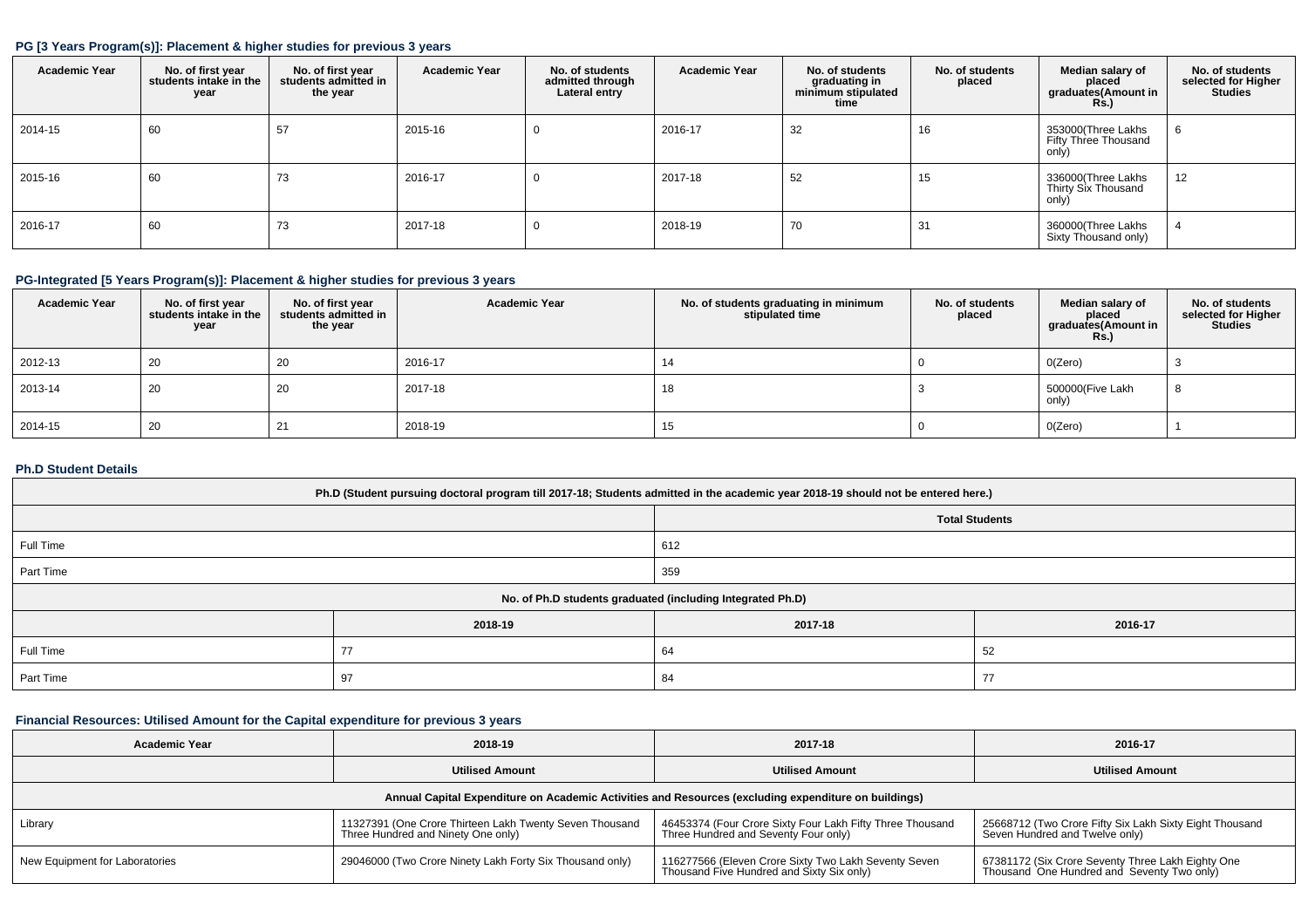### PG [3 Years Program(s)]: Placement & higher studies for previous 3 years

| Academic Year | No. of first year students intake in the year | No. of first year students admitted in the year | Academic Year | No. of students admitted through Lateral entry | Academic Year | No. of students graduating in minimum stipulated time | No. of students placed | Median salary of placed graduates(Amount in Rs.) | No. of students selected for Higher Studies |
|---|---|---|---|---|---|---|---|---|---|
| 2014-15 | 60 | 57 | 2015-16 | 0 | 2016-17 | 32 | 16 | 353000(Three Lakhs Fifty Three Thousand only) | 6 |
| 2015-16 | 60 | 73 | 2016-17 | 0 | 2017-18 | 52 | 15 | 336000(Three Lakhs Thirty Six Thousand only) | 12 |
| 2016-17 | 60 | 73 | 2017-18 | 0 | 2018-19 | 70 | 31 | 360000(Three Lakhs Sixty Thousand only) | 4 |

### PG-Integrated [5 Years Program(s)]: Placement & higher studies for previous 3 years

| Academic Year | No. of first year students intake in the year | No. of first year students admitted in the year | Academic Year | No. of students graduating in minimum stipulated time | No. of students placed | Median salary of placed graduates(Amount in Rs.) | No. of students selected for Higher Studies |
|---|---|---|---|---|---|---|---|
| 2012-13 | 20 | 20 | 2016-17 | 14 | 0 | 0(Zero) | 3 |
| 2013-14 | 20 | 20 | 2017-18 | 18 | 3 | 500000(Five Lakh only) | 8 |
| 2014-15 | 20 | 21 | 2018-19 | 15 | 0 | 0(Zero) | 1 |

### Ph.D Student Details

| Ph.D (Student pursuing doctoral program till 2017-18; Students admitted in the academic year 2018-19 should not be entered here.) | | |
|---|---|---|
| | Total Students | |
| Full Time | 612 | |
| Part Time | 359 | |
| **No. of Ph.D students graduated (including Integrated Ph.D)** | | |
| | | |

| | 2018-19 | 2017-18 | 2016-17 |
|---|---|---|---|
| Full Time | 77 | 64 | 52 |
| Part Time | 97 | 84 | 77 |

### Financial Resources: Utilised Amount for the Capital expenditure for previous 3 years

| Academic Year | 2018-19 | 2017-18 | 2016-17 |
|---|---|---|---|
| | Utilised Amount | Utilised Amount | Utilised Amount |
| **Annual Capital Expenditure on Academic Activities and Resources (excluding expenditure on buildings)** | | | |
| Library | 11327391 (One Crore Thirteen Lakh Twenty Seven Thousand Three Hundred and Ninety One only) | 46453374 (Four Crore Sixty Four Lakh Fifty Three Thousand Three Hundred and Seventy Four only) | 25668712 (Two Crore Fifty Six Lakh Sixty Eight Thousand Seven Hundred and Twelve only) |
| New Equipment for Laboratories | 29046000 (Two Crore Ninety Lakh Forty Six Thousand only) | 116277566 (Eleven Crore Sixty Two Lakh Seventy Seven Thousand Five Hundred and Sixty Six only) | 67381172 (Six Crore Seventy Three Lakh Eighty One Thousand One Hundred and Seventy Two only) |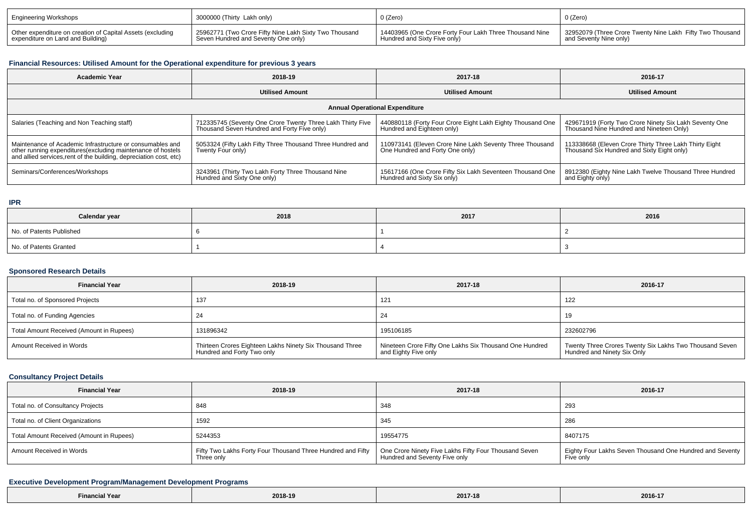| Engineering Workshops | 3000000 (Thirty Lakh only) | 0 (Zero) | 0 (Zero) |
|---|---|---|---|
| Other expenditure on creation of Capital Assets (excluding expenditure on Land and Building) | 25962771 (Two Crore Fifty Nine Lakh Sixty Two Thousand Seven Hundred and Seventy One only) | 14403965 (One Crore Forty Four Lakh Three Thousand Nine Hundred and Sixty Five only) | 32952079 (Three Crore Twenty Nine Lakh Fifty Two Thousand and Seventy Nine only) |

### Financial Resources: Utilised Amount for the Operational expenditure for previous 3 years

| Academic Year | 2018-19 | 2017-18 | 2016-17 |
|---|---|---|---|
| | Utilised Amount | Utilised Amount | Utilised Amount |
| Annual Operational Expenditure | | | |
| Salaries (Teaching and Non Teaching staff) | 712335745 (Seventy One Crore Twenty Three Lakh Thirty Five Thousand Seven Hundred and Forty Five only) | 440880118 (Forty Four Crore Eight Lakh Eighty Thousand One Hundred and Eighteen only) | 429671919 (Forty Two Crore Ninety Six Lakh Seventy One Thousand Nine Hundred and Nineteen Only) |
| Maintenance of Academic Infrastructure or consumables and other running expenditures(excluding maintenance of hostels and allied services,rent of the building, depreciation cost, etc) | 5053324 (Fifty Lakh Fifty Three Thousand Three Hundred and Twenty Four only) | 110973141 (Eleven Crore Nine Lakh Seventy Three Thousand One Hundred and Forty One only) | 113338668 (Eleven Crore Thirty Three Lakh Thirty Eight Thousand Six Hundred and Sixty Eight only) |
| Seminars/Conferences/Workshops | 3243961 (Thirty Two Lakh Forty Three Thousand Nine Hundred and Sixty One only) | 15617166 (One Crore Fifty Six Lakh Seventeen Thousand One Hundred and Sixty Six only) | 8912380 (Eighty Nine Lakh Twelve Thousand Three Hundred and Eighty only) |

### IPR

| Calendar year | 2018 | 2017 | 2016 |
|---|---|---|---|
| No. of Patents Published | 6 | 1 | 2 |
| No. of Patents Granted | 1 | 4 | 3 |

### Sponsored Research Details

| Financial Year | 2018-19 | 2017-18 | 2016-17 |
|---|---|---|---|
| Total no. of Sponsored Projects | 137 | 121 | 122 |
| Total no. of Funding Agencies | 24 | 24 | 19 |
| Total Amount Received (Amount in Rupees) | 131896342 | 195106185 | 232602796 |
| Amount Received in Words | Thirteen Crores Eighteen Lakhs Ninety Six Thousand Three Hundred and Forty Two only | Nineteen Crore Fifty One Lakhs Six Thousand One Hundred and Eighty Five only | Twenty Three Crores Twenty Six Lakhs Two Thousand Seven Hundred and Ninety Six Only |

### Consultancy Project Details

| Financial Year | 2018-19 | 2017-18 | 2016-17 |
|---|---|---|---|
| Total no. of Consultancy Projects | 848 | 348 | 293 |
| Total no. of Client Organizations | 1592 | 345 | 286 |
| Total Amount Received (Amount in Rupees) | 5244353 | 19554775 | 8407175 |
| Amount Received in Words | Fifty Two Lakhs Forty Four Thousand Three Hundred and Fifty Three only | One Crore Ninety Five Lakhs Fifty Four Thousand Seven Hundred and Seventy Five only | Eighty Four Lakhs Seven Thousand One Hundred and Seventy Five only |

### Executive Development Program/Management Development Programs

| Financial Year | 2018-19 | 2017-18 | 2016-17 |
|---|---|---|---|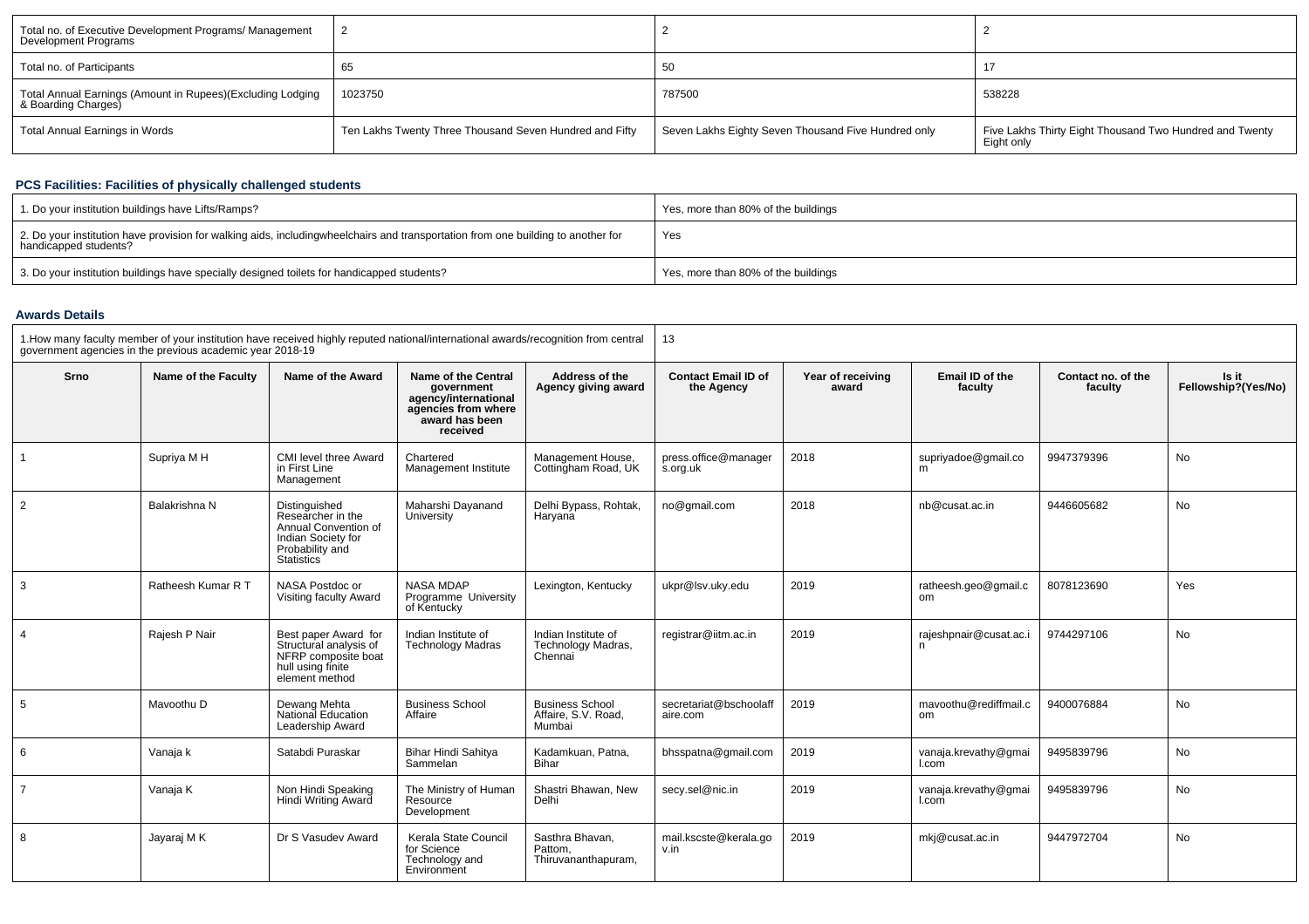| Total no. of Executive Development Programs/ Management Development Programs | 2 | 2 | 2 |
|---|---|---|---|
| Total no. of Participants | 65 | 50 | 17 |
| Total Annual Earnings (Amount in Rupees)(Excluding Lodging & Boarding Charges) | 1023750 | 787500 | 538228 |
| Total Annual Earnings in Words | Ten Lakhs Twenty Three Thousand Seven Hundred and Fifty | Seven Lakhs Eighty Seven Thousand Five Hundred only | Five Lakhs Thirty Eight Thousand Two Hundred and Twenty Eight only |

### PCS Facilities: Facilities of physically challenged students

| 1. Do your institution buildings have Lifts/Ramps? | Yes, more than 80% of the buildings |
|---|---|
| 2. Do your institution have provision for walking aids, includingwheelchairs and transportation from one building to another for handicapped students? | Yes |
| 3. Do your institution buildings have specially designed toilets for handicapped students? | Yes, more than 80% of the buildings |

### Awards Details

| 1.How many faculty member of your institution have received highly reputed national/international awards/recognition from central government agencies in the previous academic year 2018-19 | | | | | 13 | | | | |
|---|---|---|---|---|---|---|---|---|---|
| Srno | Name of the Faculty | Name of the Award | Name of the Central government agency/international agencies from where award has been received | Address of the Agency giving award | Contact Email ID of the Agency | Year of receiving award | Email ID of the faculty | Contact no. of the faculty | Is it Fellowship?(Yes/No) |
| 1 | Supriya M H | CMI level three Award in First Line Management | Chartered Management Institute | Management House, Cottingham Road, UK | press.office@managers.org.uk | 2018 | supriyadoe@gmail.com | 9947379396 | No |
| 2 | Balakrishna N | Distinguished Researcher in the Annual Convention of Indian Society for Probability and Statistics | Maharshi Dayanand University | Delhi Bypass, Rohtak, Haryana | no@gmail.com | 2018 | nb@cusat.ac.in | 9446605682 | No |
| 3 | Ratheesh Kumar R T | NASA Postdoc or Visiting faculty Award | NASA MDAP Programme University of Kentucky | Lexington, Kentucky | ukpr@lsv.uky.edu | 2019 | ratheesh.geo@gmail.com | 8078123690 | Yes |
| 4 | Rajesh P Nair | Best paper Award for Structural analysis of NFRP composite boat hull using finite element method | Indian Institute of Technology Madras | Indian Institute of Technology Madras, Chennai | registrar@iitm.ac.in | 2019 | rajeshpnair@cusat.ac.in | 9744297106 | No |
| 5 | Mavoothu D | Dewang Mehta National Education Leadership Award | Business School Affaire | Business School Affaire, S.V. Road, Mumbai | secretariat@bschoolaffaire.com | 2019 | mavoothu@rediffmail.com | 9400076884 | No |
| 6 | Vanaja k | Satabdi Puraskar | Bihar Hindi Sahitya Sammelan | Kadamkuan, Patna, Bihar | bhsspatna@gmail.com | 2019 | vanaja.krevathy@gmail.com | 9495839796 | No |
| 7 | Vanaja K | Non Hindi Speaking Hindi Writing Award | The Ministry of Human Resource Development | Shastri Bhawan, New Delhi | secy.sel@nic.in | 2019 | vanaja.krevathy@gmail.com | 9495839796 | No |
| 8 | Jayaraj M K | Dr S Vasudev Award | Kerala State Council for Science Technology and Environment | Sasthra Bhavan, Pattom, Thiruvananthapuram, | mail.kscste@kerala.gov.in | 2019 | mkj@cusat.ac.in | 9447972704 | No |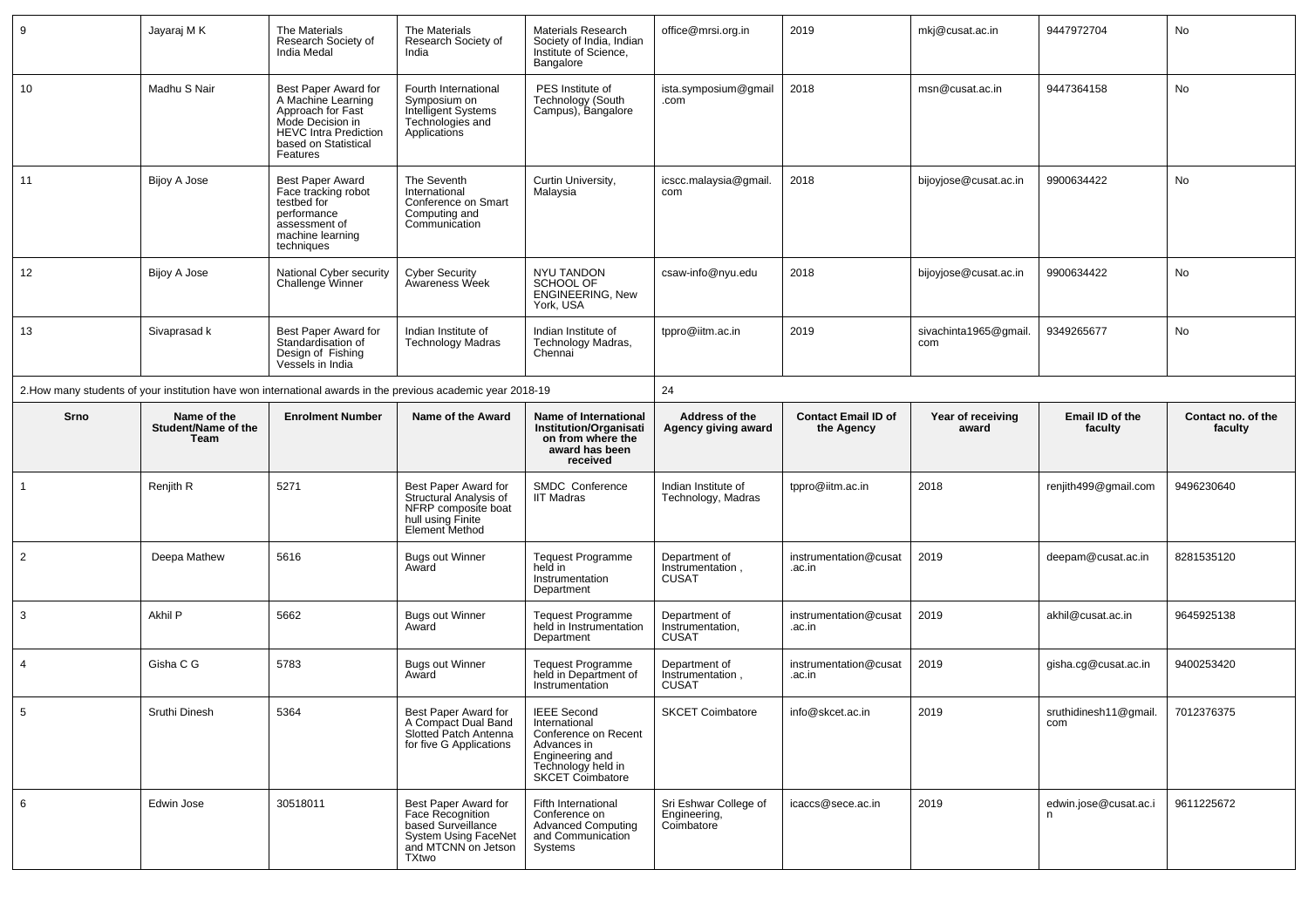| 9 | Jayaraj M K | The Materials Research Society of India Medal | The Materials Research Society of India | Materials Research Society of India, Indian Institute of Science, Bangalore | office@mrsi.org.in | 2019 | mkj@cusat.ac.in | 9447972704 | No |
|---|---|---|---|---|---|---|---|---|---|
| 10 | Madhu S Nair | Best Paper Award for A Machine Learning Approach for Fast Mode Decision in HEVC Intra Prediction based on Statistical Features | Fourth International Symposium on Intelligent Systems Technologies and Applications | PES Institute of Technology (South Campus), Bangalore | ista.symposium@gmail.com | 2018 | msn@cusat.ac.in | 9447364158 | No |
| 11 | Bijoy A Jose | Best Paper Award Face tracking robot testbed for performance assessment of machine learning techniques | The Seventh International Conference on Smart Computing and Communication | Curtin University, Malaysia | icscc.malaysia@gmail.com | 2018 | bijoyjose@cusat.ac.in | 9900634422 | No |
| 12 | Bijoy A Jose | National Cyber security Challenge Winner | Cyber Security Awareness Week | NYU TANDON SCHOOL OF ENGINEERING, New York, USA | csaw-info@nyu.edu | 2018 | bijoyjose@cusat.ac.in | 9900634422 | No |
| 13 | Sivaprasad k | Best Paper Award for Standardisation of Design of Fishing Vessels in India | Indian Institute of Technology Madras | Indian Institute of Technology Madras, Chennai | tppro@iitm.ac.in | 2019 | sivachinta1965@gmail.com | 9349265677 | No |

2.How many students of your institution have won international awards in the previous academic year 2018-19: 24

| Srno | Name of the Student/Name of the Team | Enrolment Number | Name of the Award | Name of International Institution/Organisation from where the award has been received | Address of the Agency giving award | Contact Email ID of the Agency | Year of receiving award | Email ID of the faculty | Contact no. of the faculty |
|---|---|---|---|---|---|---|---|---|---|
| 1 | Renjith R | 5271 | Best Paper Award for Structural Analysis of NFRP composite boat hull using Finite Element Method | SMDC Conference IIT Madras | Indian Institute of Technology, Madras | tppro@iitm.ac.in | 2018 | renjith499@gmail.com | 9496230640 |
| 2 | Deepa Mathew | 5616 | Bugs out Winner Award | Tequest Programme held in Instrumentation Department | Department of Instrumentation , CUSAT | instrumentation@cusat.ac.in | 2019 | deepam@cusat.ac.in | 8281535120 |
| 3 | Akhil P | 5662 | Bugs out Winner Award | Tequest Programme held in Instrumentation Department | Department of Instrumentation, CUSAT | instrumentation@cusat.ac.in | 2019 | akhil@cusat.ac.in | 9645925138 |
| 4 | Gisha C G | 5783 | Bugs out Winner Award | Tequest Programme held in Department of Instrumentation | Department of Instrumentation , CUSAT | instrumentation@cusat.ac.in | 2019 | gisha.cg@cusat.ac.in | 9400253420 |
| 5 | Sruthi Dinesh | 5364 | Best Paper Award for A Compact Dual Band Slotted Patch Antenna for five G Applications | IEEE Second International Conference on Recent Advances in Engineering and Technology held in SKCET Coimbatore | SKCET Coimbatore | info@skcet.ac.in | 2019 | sruthidinesh11@gmail.com | 7012376375 |
| 6 | Edwin Jose | 30518011 | Best Paper Award for Face Recognition based Surveillance System Using FaceNet and MTCNN on Jetson TXtwo | Fifth International Conference on Advanced Computing and Communication Systems | Sri Eshwar College of Engineering, Coimbatore | icaccs@sece.ac.in | 2019 | edwin.jose@cusat.ac.in | 9611225672 |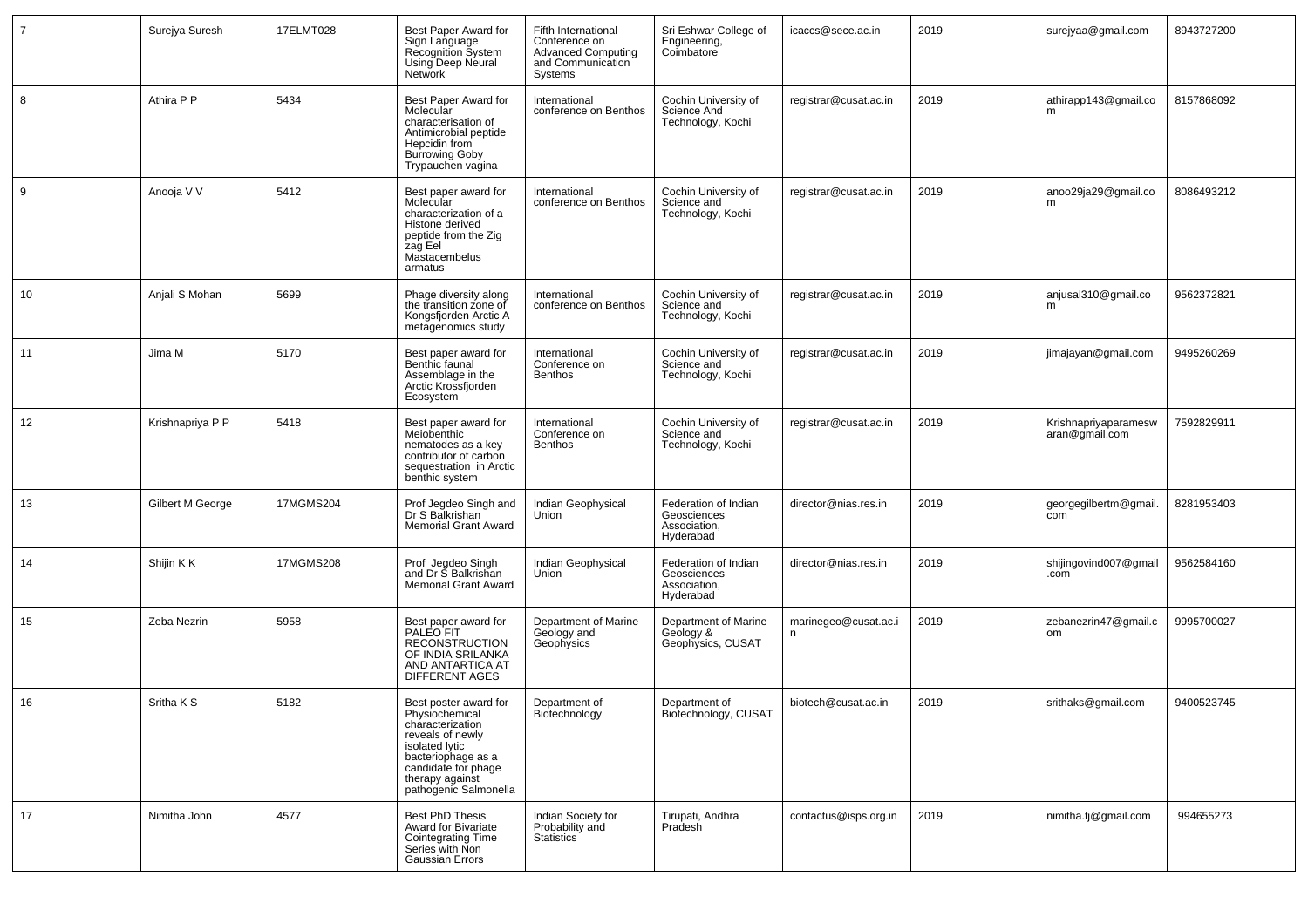| 7 | Surejya Suresh | 17ELMT028 | Best Paper Award for Sign Language Recognition System Using Deep Neural Network | Fifth International Conference on Advanced Computing and Communication Systems | Sri Eshwar College of Engineering, Coimbatore | icaccs@sece.ac.in | 2019 | surejyaa@gmail.com | 8943727200 |
|---|---|---|---|---|---|---|---|---|---|
| 8 | Athira P P | 5434 | Best Paper Award for Molecular characterisation of Antimicrobial peptide Hepcidin from Burrowing Goby Trypauchen vagina | International conference on Benthos | Cochin University of Science And Technology, Kochi | registrar@cusat.ac.in | 2019 | athirapp143@gmail.com | 8157868092 |
| 9 | Anooja V V | 5412 | Best paper award for Molecular characterization of a Histone derived peptide from the Zig zag Eel Mastacembelus armatus | International conference on Benthos | Cochin University of Science and Technology, Kochi | registrar@cusat.ac.in | 2019 | anoo29ja29@gmail.com | 8086493212 |
| 10 | Anjali S Mohan | 5699 | Phage diversity along the transition zone of Kongsfjorden Arctic A metagenomics study | International conference on Benthos | Cochin University of Science and Technology, Kochi | registrar@cusat.ac.in | 2019 | anjusal310@gmail.com | 9562372821 |
| 11 | Jima M | 5170 | Best paper award for Benthic faunal Assemblage in the Arctic Krossfjorden Ecosystem | International Conference on Benthos | Cochin University of Science and Technology, Kochi | registrar@cusat.ac.in | 2019 | jimajayan@gmail.com | 9495260269 |
| 12 | Krishnapriya P P | 5418 | Best paper award for Meiobenthic nematodes as a key contributor of carbon sequestration in Arctic benthic system | International Conference on Benthos | Cochin University of Science and Technology, Kochi | registrar@cusat.ac.in | 2019 | Krishnapriyaparameswaran@gmail.com | 7592829911 |
| 13 | Gilbert M George | 17MGMS204 | Prof Jegdeo Singh and Dr S Balkrishan Memorial Grant Award | Indian Geophysical Union | Federation of Indian Geosciences Association, Hyderabad | director@nias.res.in | 2019 | georgegilbertm@gmail.com | 8281953403 |
| 14 | Shijin K K | 17MGMS208 | Prof Jegdeo Singh and Dr S Balkrishan Memorial Grant Award | Indian Geophysical Union | Federation of Indian Geosciences Association, Hyderabad | director@nias.res.in | 2019 | shijingovind007@gmail.com | 9562584160 |
| 15 | Zeba Nezrin | 5958 | Best paper award for PALEO FIT RECONSTRUCTION OF INDIA SRILANKA AND ANTARTICA AT DIFFERENT AGES | Department of Marine Geology and Geophysics | Department of Marine Geology & Geophysics, CUSAT | marinegeo@cusat.ac.in | 2019 | zebanezrin47@gmail.com | 9995700027 |
| 16 | Sritha K S | 5182 | Best poster award for Physiochemical characterization reveals of newly isolated lytic bacteriophage as a candidate for phage therapy against pathogenic Salmonella | Department of Biotechnology | Department of Biotechnology, CUSAT | biotech@cusat.ac.in | 2019 | srithaks@gmail.com | 9400523745 |
| 17 | Nimitha John | 4577 | Best PhD Thesis Award for Bivariate Cointegrating Time Series with Non Gaussian Errors | Indian Society for Probability and Statistics | Tirupati, Andhra Pradesh | contactus@isps.org.in | 2019 | nimitha.tj@gmail.com | 994655273 |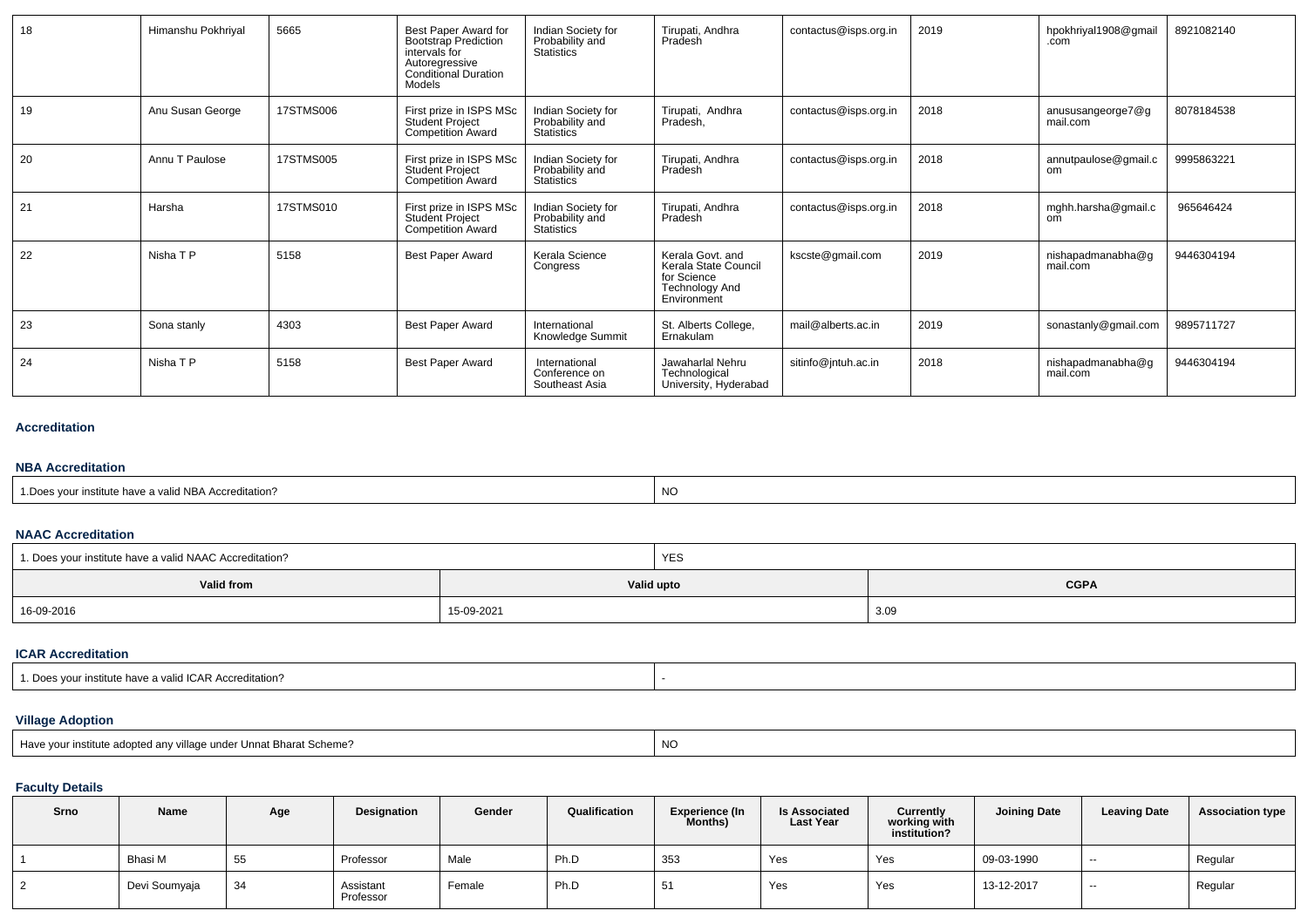| 18 | Himanshu Pokhriyal | 5665 | Best Paper Award for Bootstrap Prediction intervals for Autoregressive Conditional Duration Models | Indian Society for Probability and Statistics | Tirupati, Andhra Pradesh | contactus@isps.org.in | 2019 | hpokhriyal1908@gmail.com | 8921082140 |
|---|---|---|---|---|---|---|---|---|---|
| 19 | Anu Susan George | 17STMS006 | First prize in ISPS MSc Student Project Competition Award | Indian Society for Probability and Statistics | Tirupati, Andhra Pradesh, | contactus@isps.org.in | 2018 | anususangeorge7@gmail.com | 8078184538 |
| 20 | Annu T Paulose | 17STMS005 | First prize in ISPS MSc Student Project Competition Award | Indian Society for Probability and Statistics | Tirupati, Andhra Pradesh | contactus@isps.org.in | 2018 | annutpaulose@gmail.com | 9995863221 |
| 21 | Harsha | 17STMS010 | First prize in ISPS MSc Student Project Competition Award | Indian Society for Probability and Statistics | Tirupati, Andhra Pradesh | contactus@isps.org.in | 2018 | mghh.harsha@gmail.com | 965646424 |
| 22 | Nisha T P | 5158 | Best Paper Award | Kerala Science Congress | Kerala Govt. and Kerala State Council for Science Technology And Environment | kscste@gmail.com | 2019 | nishapadmanabha@gmail.com | 9446304194 |
| 23 | Sona stanly | 4303 | Best Paper Award | International Knowledge Summit | St. Alberts College, Ernakulam | mail@alberts.ac.in | 2019 | sonastanly@gmail.com | 9895711727 |
| 24 | Nisha T P | 5158 | Best Paper Award | International Conference on Southeast Asia | Jawaharlal Nehru Technological University, Hyderabad | sitinfo@jntuh.ac.in | 2018 | nishapadmanabha@gmail.com | 9446304194 |

### Accreditation

#### NBA Accreditation

| 1.Does your institute have a valid NBA Accreditation? | NO |
|---|---|

#### NAAC Accreditation

| 1. Does your institute have a valid NAAC Accreditation? | YES | |
|---|---|---|
| **Valid from** | **Valid upto** | **CGPA** |
| 16-09-2016 | 15-09-2021 | 3.09 |

#### ICAR Accreditation

| 1. Does your institute have a valid ICAR Accreditation? | - |
|---|---|

#### Village Adoption

| Have your institute adopted any village under Unnat Bharat Scheme? | NO |
|---|---|

#### Faculty Details

| Srno | Name | Age | Designation | Gender | Qualification | Experience (In Months) | Is Associated Last Year | Currently working with institution? | Joining Date | Leaving Date | Association type |
|---|---|---|---|---|---|---|---|---|---|---|---|
| 1 | Bhasi M | 55 | Professor | Male | Ph.D | 353 | Yes | Yes | 09-03-1990 | -- | Regular |
| 2 | Devi Soumyaja | 34 | Assistant Professor | Female | Ph.D | 51 | Yes | Yes | 13-12-2017 | -- | Regular |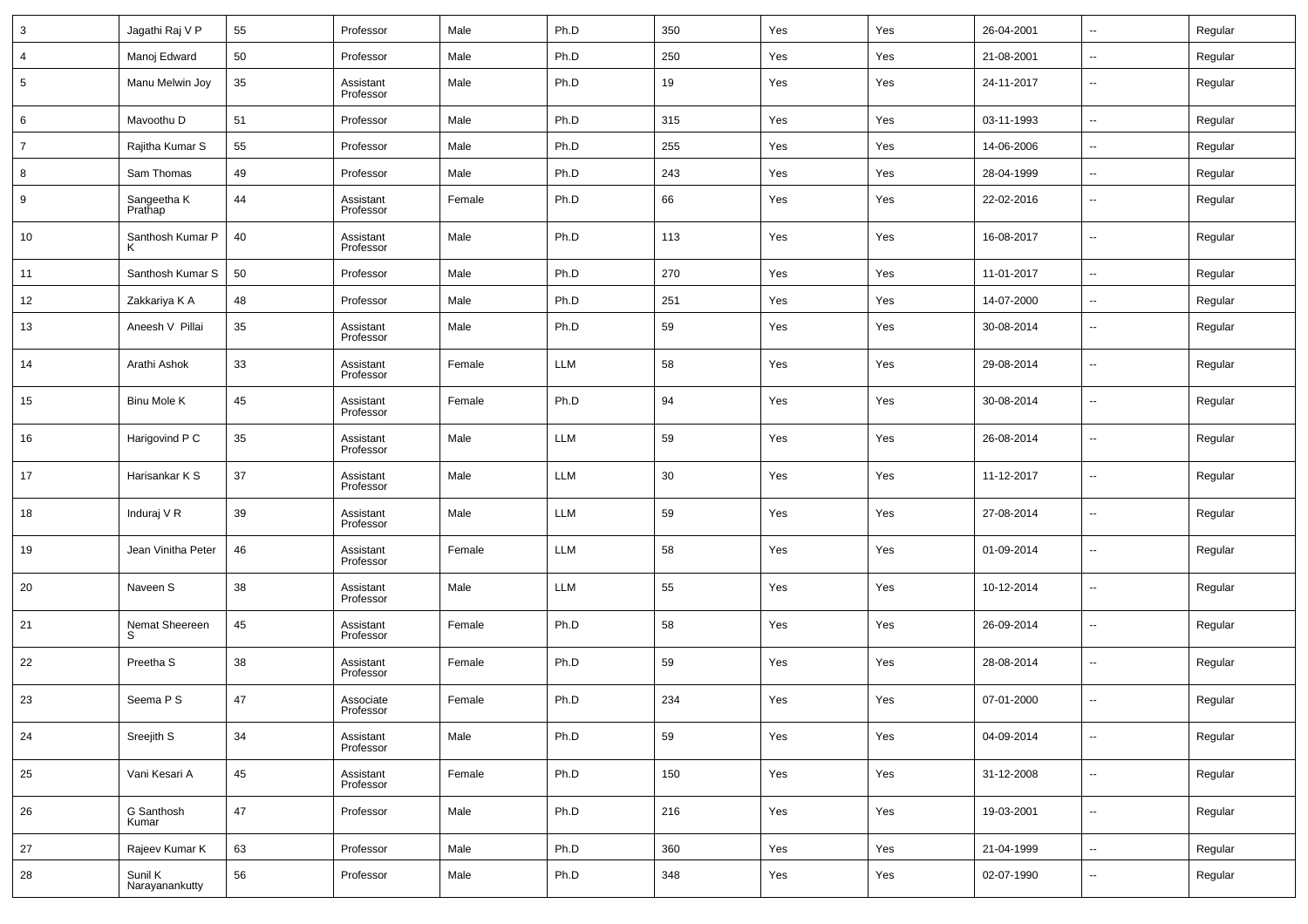| | | | | | | | | | | | |
|---|---|---|---|---|---|---|---|---|---|---|---|
| 3 | Jagathi Raj V P | 55 | Professor | Male | Ph.D | 350 | Yes | Yes | 26-04-2001 | -- | Regular |
| 4 | Manoj Edward | 50 | Professor | Male | Ph.D | 250 | Yes | Yes | 21-08-2001 | -- | Regular |
| 5 | Manu Melwin Joy | 35 | Assistant Professor | Male | Ph.D | 19 | Yes | Yes | 24-11-2017 | -- | Regular |
| 6 | Mavoothu D | 51 | Professor | Male | Ph.D | 315 | Yes | Yes | 03-11-1993 | -- | Regular |
| 7 | Rajitha Kumar S | 55 | Professor | Male | Ph.D | 255 | Yes | Yes | 14-06-2006 | -- | Regular |
| 8 | Sam Thomas | 49 | Professor | Male | Ph.D | 243 | Yes | Yes | 28-04-1999 | -- | Regular |
| 9 | Sangeetha K Prathap | 44 | Assistant Professor | Female | Ph.D | 66 | Yes | Yes | 22-02-2016 | -- | Regular |
| 10 | Santhosh Kumar P K | 40 | Assistant Professor | Male | Ph.D | 113 | Yes | Yes | 16-08-2017 | -- | Regular |
| 11 | Santhosh Kumar S | 50 | Professor | Male | Ph.D | 270 | Yes | Yes | 11-01-2017 | -- | Regular |
| 12 | Zakkariya K A | 48 | Professor | Male | Ph.D | 251 | Yes | Yes | 14-07-2000 | -- | Regular |
| 13 | Aneesh V Pillai | 35 | Assistant Professor | Male | Ph.D | 59 | Yes | Yes | 30-08-2014 | -- | Regular |
| 14 | Arathi Ashok | 33 | Assistant Professor | Female | LLM | 58 | Yes | Yes | 29-08-2014 | -- | Regular |
| 15 | Binu Mole K | 45 | Assistant Professor | Female | Ph.D | 94 | Yes | Yes | 30-08-2014 | -- | Regular |
| 16 | Harigovind P C | 35 | Assistant Professor | Male | LLM | 59 | Yes | Yes | 26-08-2014 | -- | Regular |
| 17 | Harisankar K S | 37 | Assistant Professor | Male | LLM | 30 | Yes | Yes | 11-12-2017 | -- | Regular |
| 18 | Induraj V R | 39 | Assistant Professor | Male | LLM | 59 | Yes | Yes | 27-08-2014 | -- | Regular |
| 19 | Jean Vinitha Peter | 46 | Assistant Professor | Female | LLM | 58 | Yes | Yes | 01-09-2014 | -- | Regular |
| 20 | Naveen S | 38 | Assistant Professor | Male | LLM | 55 | Yes | Yes | 10-12-2014 | -- | Regular |
| 21 | Nemat Sheereen S | 45 | Assistant Professor | Female | Ph.D | 58 | Yes | Yes | 26-09-2014 | -- | Regular |
| 22 | Preetha S | 38 | Assistant Professor | Female | Ph.D | 59 | Yes | Yes | 28-08-2014 | -- | Regular |
| 23 | Seema P S | 47 | Associate Professor | Female | Ph.D | 234 | Yes | Yes | 07-01-2000 | -- | Regular |
| 24 | Sreejith S | 34 | Assistant Professor | Male | Ph.D | 59 | Yes | Yes | 04-09-2014 | -- | Regular |
| 25 | Vani Kesari A | 45 | Assistant Professor | Female | Ph.D | 150 | Yes | Yes | 31-12-2008 | -- | Regular |
| 26 | G Santhosh Kumar | 47 | Professor | Male | Ph.D | 216 | Yes | Yes | 19-03-2001 | -- | Regular |
| 27 | Rajeev Kumar K | 63 | Professor | Male | Ph.D | 360 | Yes | Yes | 21-04-1999 | -- | Regular |
| 28 | Sunil K Narayanankutty | 56 | Professor | Male | Ph.D | 348 | Yes | Yes | 02-07-1990 | -- | Regular |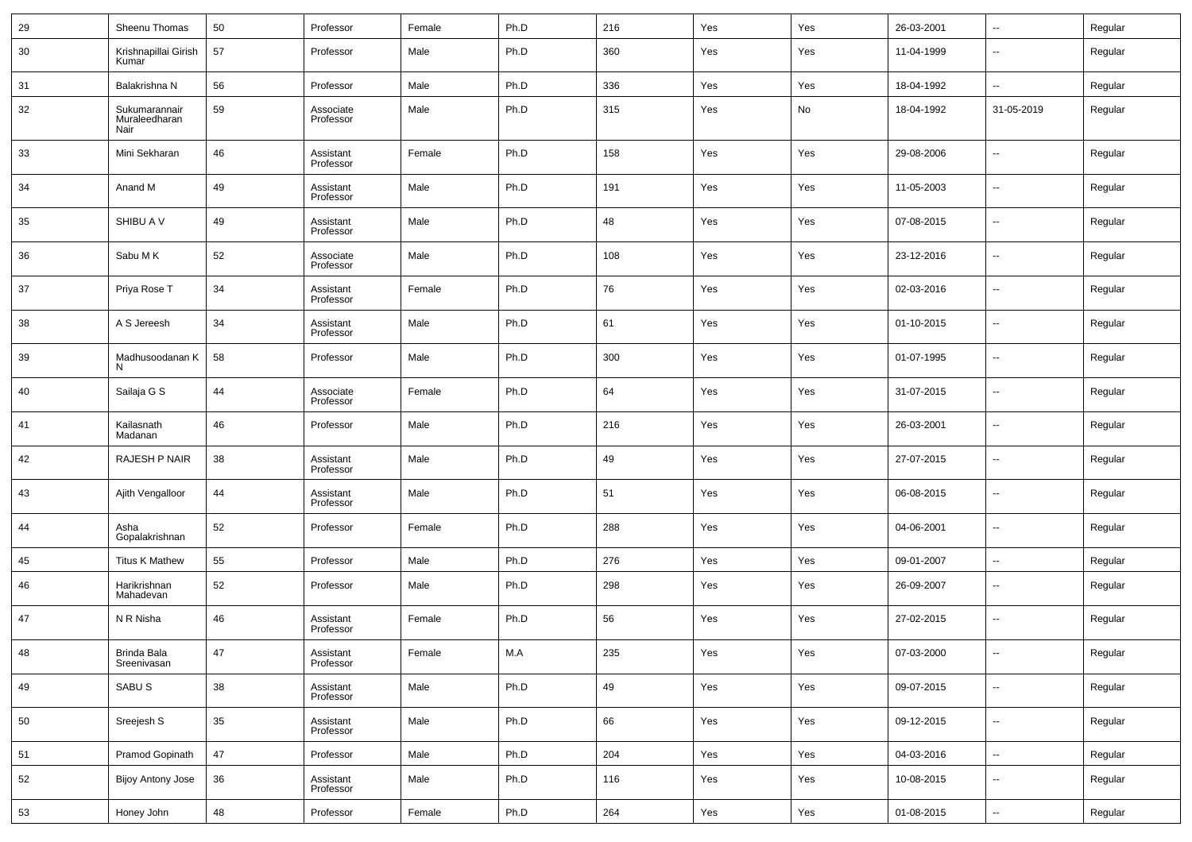| 29 | Sheenu Thomas | 50 | Professor | Female | Ph.D | 216 | Yes | Yes | 26-03-2001 | -- | Regular |
|---|---|---|---|---|---|---|---|---|---|---|---|
| 30 | Krishnapillai Girish Kumar | 57 | Professor | Male | Ph.D | 360 | Yes | Yes | 11-04-1999 | -- | Regular |
| 31 | Balakrishna N | 56 | Professor | Male | Ph.D | 336 | Yes | Yes | 18-04-1992 | -- | Regular |
| 32 | Sukumarannair Muraleedharan Nair | 59 | Associate Professor | Male | Ph.D | 315 | Yes | No | 18-04-1992 | 31-05-2019 | Regular |
| 33 | Mini Sekharan | 46 | Assistant Professor | Female | Ph.D | 158 | Yes | Yes | 29-08-2006 | -- | Regular |
| 34 | Anand M | 49 | Assistant Professor | Male | Ph.D | 191 | Yes | Yes | 11-05-2003 | -- | Regular |
| 35 | SHIBU A V | 49 | Assistant Professor | Male | Ph.D | 48 | Yes | Yes | 07-08-2015 | -- | Regular |
| 36 | Sabu M K | 52 | Associate Professor | Male | Ph.D | 108 | Yes | Yes | 23-12-2016 | -- | Regular |
| 37 | Priya Rose T | 34 | Assistant Professor | Female | Ph.D | 76 | Yes | Yes | 02-03-2016 | -- | Regular |
| 38 | A S Jereesh | 34 | Assistant Professor | Male | Ph.D | 61 | Yes | Yes | 01-10-2015 | -- | Regular |
| 39 | Madhusoodanan K N | 58 | Professor | Male | Ph.D | 300 | Yes | Yes | 01-07-1995 | -- | Regular |
| 40 | Sailaja G S | 44 | Associate Professor | Female | Ph.D | 64 | Yes | Yes | 31-07-2015 | -- | Regular |
| 41 | Kailasnath Madanan | 46 | Professor | Male | Ph.D | 216 | Yes | Yes | 26-03-2001 | -- | Regular |
| 42 | RAJESH P NAIR | 38 | Assistant Professor | Male | Ph.D | 49 | Yes | Yes | 27-07-2015 | -- | Regular |
| 43 | Ajith Vengalloor | 44 | Assistant Professor | Male | Ph.D | 51 | Yes | Yes | 06-08-2015 | -- | Regular |
| 44 | Asha Gopalakrishnan | 52 | Professor | Female | Ph.D | 288 | Yes | Yes | 04-06-2001 | -- | Regular |
| 45 | Titus K Mathew | 55 | Professor | Male | Ph.D | 276 | Yes | Yes | 09-01-2007 | -- | Regular |
| 46 | Harikrishnan Mahadevan | 52 | Professor | Male | Ph.D | 298 | Yes | Yes | 26-09-2007 | -- | Regular |
| 47 | N R Nisha | 46 | Assistant Professor | Female | Ph.D | 56 | Yes | Yes | 27-02-2015 | -- | Regular |
| 48 | Brinda Bala Sreenivasan | 47 | Assistant Professor | Female | M.A | 235 | Yes | Yes | 07-03-2000 | -- | Regular |
| 49 | SABU S | 38 | Assistant Professor | Male | Ph.D | 49 | Yes | Yes | 09-07-2015 | -- | Regular |
| 50 | Sreejesh S | 35 | Assistant Professor | Male | Ph.D | 66 | Yes | Yes | 09-12-2015 | -- | Regular |
| 51 | Pramod Gopinath | 47 | Professor | Male | Ph.D | 204 | Yes | Yes | 04-03-2016 | -- | Regular |
| 52 | Bijoy Antony Jose | 36 | Assistant Professor | Male | Ph.D | 116 | Yes | Yes | 10-08-2015 | -- | Regular |
| 53 | Honey John | 48 | Professor | Female | Ph.D | 264 | Yes | Yes | 01-08-2015 | -- | Regular |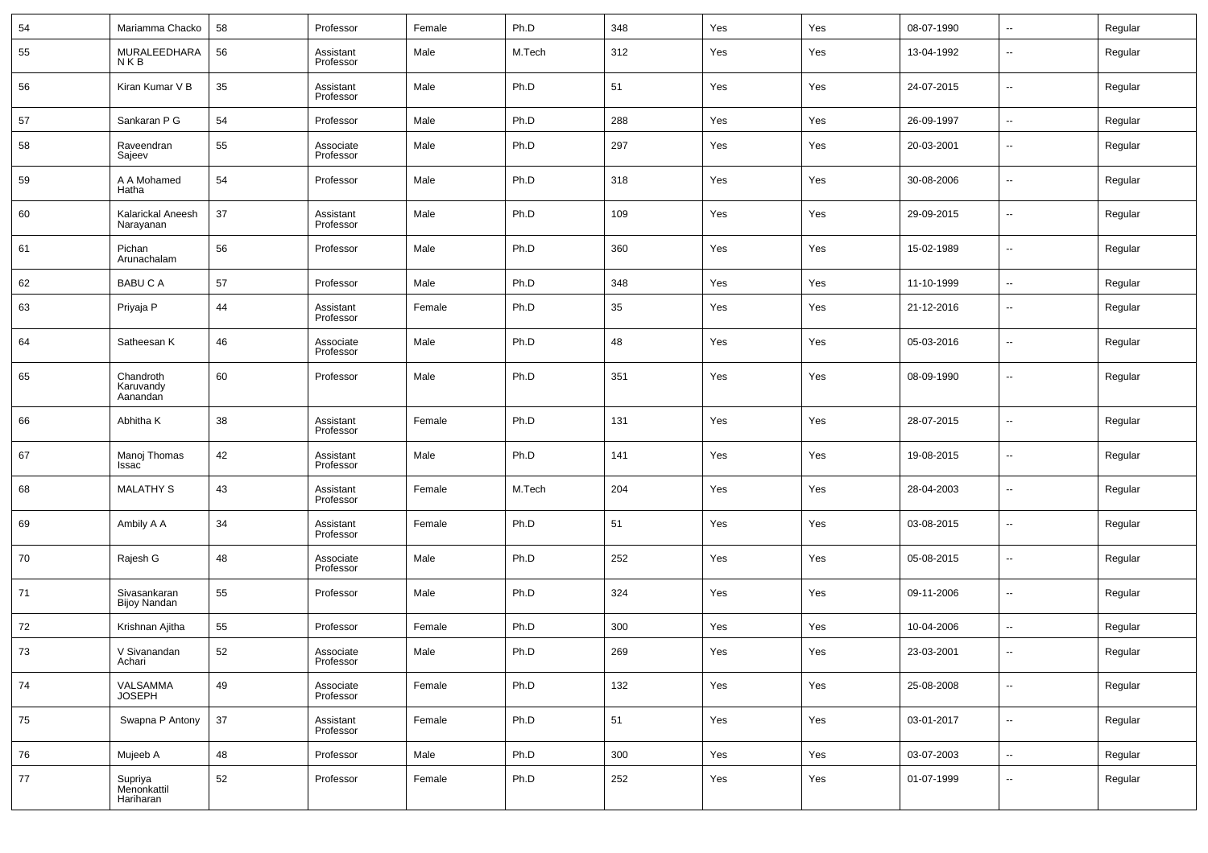| | | | | | | | | | | | |
|---|---|---|---|---|---|---|---|---|---|---|---|
| 54 | Mariamma Chacko | 58 | Professor | Female | Ph.D | 348 | Yes | Yes | 08-07-1990 | -- | Regular |
| 55 | MURALEEDHARA N K B | 56 | Assistant Professor | Male | M.Tech | 312 | Yes | Yes | 13-04-1992 | -- | Regular |
| 56 | Kiran Kumar V B | 35 | Assistant Professor | Male | Ph.D | 51 | Yes | Yes | 24-07-2015 | -- | Regular |
| 57 | Sankaran P G | 54 | Professor | Male | Ph.D | 288 | Yes | Yes | 26-09-1997 | -- | Regular |
| 58 | Raveendran Sajeev | 55 | Associate Professor | Male | Ph.D | 297 | Yes | Yes | 20-03-2001 | -- | Regular |
| 59 | A A Mohamed Hatha | 54 | Professor | Male | Ph.D | 318 | Yes | Yes | 30-08-2006 | -- | Regular |
| 60 | Kalarickal Aneesh Narayanan | 37 | Assistant Professor | Male | Ph.D | 109 | Yes | Yes | 29-09-2015 | -- | Regular |
| 61 | Pichan Arunachalam | 56 | Professor | Male | Ph.D | 360 | Yes | Yes | 15-02-1989 | -- | Regular |
| 62 | BABU C A | 57 | Professor | Male | Ph.D | 348 | Yes | Yes | 11-10-1999 | -- | Regular |
| 63 | Priyaja P | 44 | Assistant Professor | Female | Ph.D | 35 | Yes | Yes | 21-12-2016 | -- | Regular |
| 64 | Satheesan K | 46 | Associate Professor | Male | Ph.D | 48 | Yes | Yes | 05-03-2016 | -- | Regular |
| 65 | Chandroth Karuvandy Aanandan | 60 | Professor | Male | Ph.D | 351 | Yes | Yes | 08-09-1990 | -- | Regular |
| 66 | Abhitha K | 38 | Assistant Professor | Female | Ph.D | 131 | Yes | Yes | 28-07-2015 | -- | Regular |
| 67 | Manoj Thomas Issac | 42 | Assistant Professor | Male | Ph.D | 141 | Yes | Yes | 19-08-2015 | -- | Regular |
| 68 | MALATHY S | 43 | Assistant Professor | Female | M.Tech | 204 | Yes | Yes | 28-04-2003 | -- | Regular |
| 69 | Ambily A A | 34 | Assistant Professor | Female | Ph.D | 51 | Yes | Yes | 03-08-2015 | -- | Regular |
| 70 | Rajesh G | 48 | Associate Professor | Male | Ph.D | 252 | Yes | Yes | 05-08-2015 | -- | Regular |
| 71 | Sivasankaran Bijoy Nandan | 55 | Professor | Male | Ph.D | 324 | Yes | Yes | 09-11-2006 | -- | Regular |
| 72 | Krishnan Ajitha | 55 | Professor | Female | Ph.D | 300 | Yes | Yes | 10-04-2006 | -- | Regular |
| 73 | V Sivanandan Achari | 52 | Associate Professor | Male | Ph.D | 269 | Yes | Yes | 23-03-2001 | -- | Regular |
| 74 | VALSAMMA JOSEPH | 49 | Associate Professor | Female | Ph.D | 132 | Yes | Yes | 25-08-2008 | -- | Regular |
| 75 | Swapna P Antony | 37 | Assistant Professor | Female | Ph.D | 51 | Yes | Yes | 03-01-2017 | -- | Regular |
| 76 | Mujeeb A | 48 | Professor | Male | Ph.D | 300 | Yes | Yes | 03-07-2003 | -- | Regular |
| 77 | Supriya Menonkattil Hariharan | 52 | Professor | Female | Ph.D | 252 | Yes | Yes | 01-07-1999 | -- | Regular |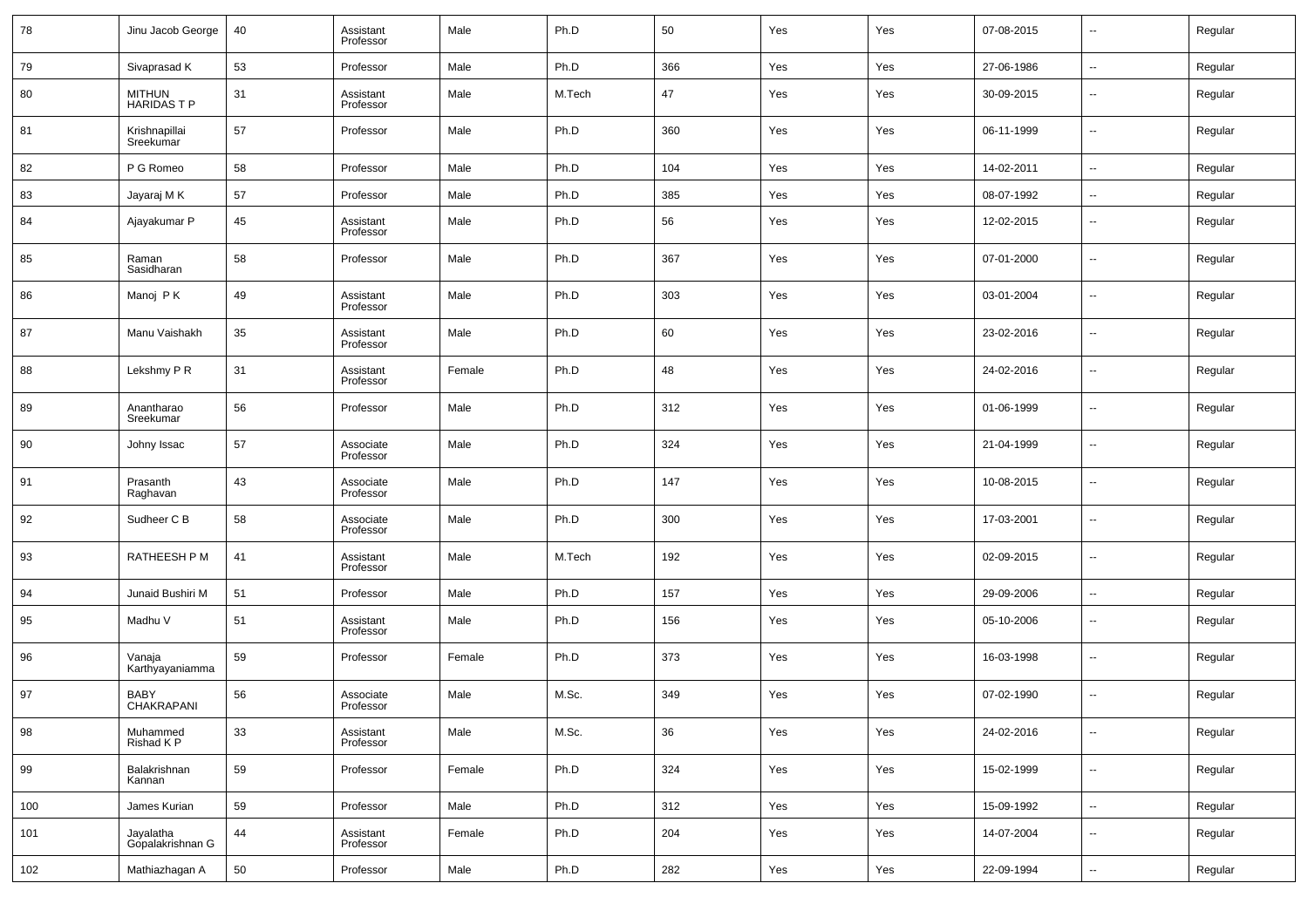| 78 | Jinu Jacob George | 40 | Assistant Professor | Male | Ph.D | 50 | Yes | Yes | 07-08-2015 | -- | Regular |
|---|---|---|---|---|---|---|---|---|---|---|---|
| 79 | Sivaprasad K | 53 | Professor | Male | Ph.D | 366 | Yes | Yes | 27-06-1986 | -- | Regular |
| 80 | MITHUN HARIDAS T P | 31 | Assistant Professor | Male | M.Tech | 47 | Yes | Yes | 30-09-2015 | -- | Regular |
| 81 | Krishnapillai Sreekumar | 57 | Professor | Male | Ph.D | 360 | Yes | Yes | 06-11-1999 | -- | Regular |
| 82 | P G Romeo | 58 | Professor | Male | Ph.D | 104 | Yes | Yes | 14-02-2011 | -- | Regular |
| 83 | Jayaraj M K | 57 | Professor | Male | Ph.D | 385 | Yes | Yes | 08-07-1992 | -- | Regular |
| 84 | Ajayakumar P | 45 | Assistant Professor | Male | Ph.D | 56 | Yes | Yes | 12-02-2015 | -- | Regular |
| 85 | Raman Sasidharan | 58 | Professor | Male | Ph.D | 367 | Yes | Yes | 07-01-2000 | -- | Regular |
| 86 | Manoj P K | 49 | Assistant Professor | Male | Ph.D | 303 | Yes | Yes | 03-01-2004 | -- | Regular |
| 87 | Manu Vaishakh | 35 | Assistant Professor | Male | Ph.D | 60 | Yes | Yes | 23-02-2016 | -- | Regular |
| 88 | Lekshmy P R | 31 | Assistant Professor | Female | Ph.D | 48 | Yes | Yes | 24-02-2016 | -- | Regular |
| 89 | Anantharao Sreekumar | 56 | Professor | Male | Ph.D | 312 | Yes | Yes | 01-06-1999 | -- | Regular |
| 90 | Johny Issac | 57 | Associate Professor | Male | Ph.D | 324 | Yes | Yes | 21-04-1999 | -- | Regular |
| 91 | Prasanth Raghavan | 43 | Associate Professor | Male | Ph.D | 147 | Yes | Yes | 10-08-2015 | -- | Regular |
| 92 | Sudheer C B | 58 | Associate Professor | Male | Ph.D | 300 | Yes | Yes | 17-03-2001 | -- | Regular |
| 93 | RATHEESH P M | 41 | Assistant Professor | Male | M.Tech | 192 | Yes | Yes | 02-09-2015 | -- | Regular |
| 94 | Junaid Bushiri M | 51 | Professor | Male | Ph.D | 157 | Yes | Yes | 29-09-2006 | -- | Regular |
| 95 | Madhu V | 51 | Assistant Professor | Male | Ph.D | 156 | Yes | Yes | 05-10-2006 | -- | Regular |
| 96 | Vanaja Karthyayaniamma | 59 | Professor | Female | Ph.D | 373 | Yes | Yes | 16-03-1998 | -- | Regular |
| 97 | BABY CHAKRAPANI | 56 | Associate Professor | Male | M.Sc. | 349 | Yes | Yes | 07-02-1990 | -- | Regular |
| 98 | Muhammed Rishad K P | 33 | Assistant Professor | Male | M.Sc. | 36 | Yes | Yes | 24-02-2016 | -- | Regular |
| 99 | Balakrishnan Kannan | 59 | Professor | Female | Ph.D | 324 | Yes | Yes | 15-02-1999 | -- | Regular |
| 100 | James Kurian | 59 | Professor | Male | Ph.D | 312 | Yes | Yes | 15-09-1992 | -- | Regular |
| 101 | Jayalatha Gopalakrishnan G | 44 | Assistant Professor | Female | Ph.D | 204 | Yes | Yes | 14-07-2004 | -- | Regular |
| 102 | Mathiazhagan A | 50 | Professor | Male | Ph.D | 282 | Yes | Yes | 22-09-1994 | -- | Regular |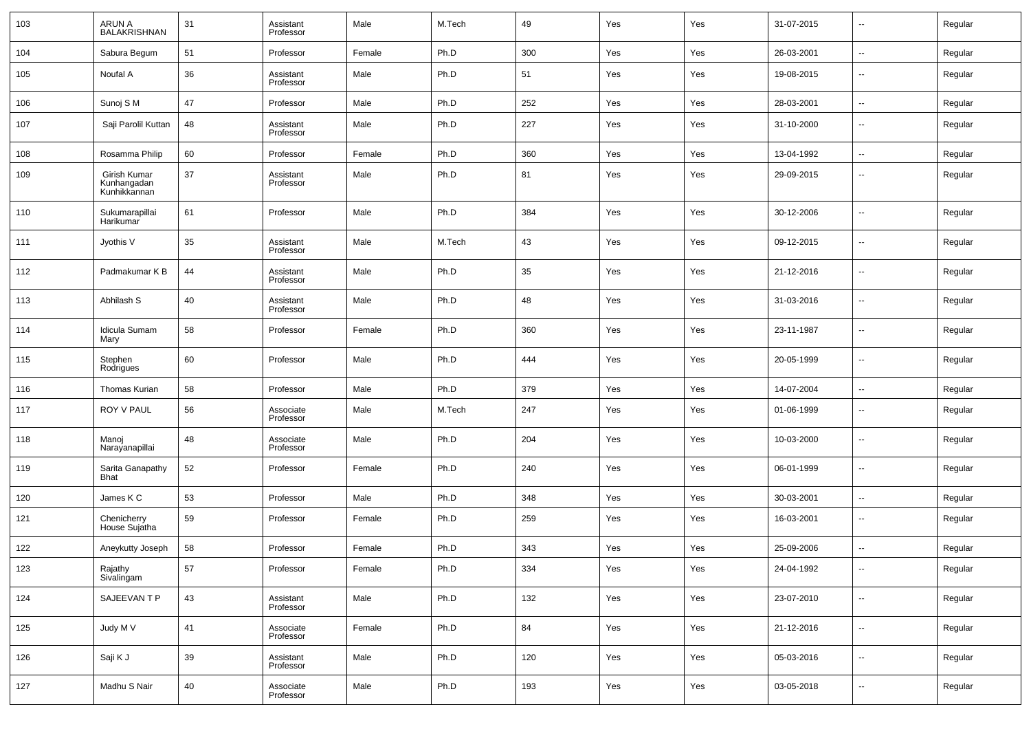| 103 | ARUN A BALAKRISHNAN | 31 | Assistant Professor | Male | M.Tech | 49 | Yes | Yes | 31-07-2015 | -- | Regular |
|---|---|---|---|---|---|---|---|---|---|---|---|
| 104 | Sabura Begum | 51 | Professor | Female | Ph.D | 300 | Yes | Yes | 26-03-2001 | -- | Regular |
| 105 | Noufal A | 36 | Assistant Professor | Male | Ph.D | 51 | Yes | Yes | 19-08-2015 | -- | Regular |
| 106 | Sunoj S M | 47 | Professor | Male | Ph.D | 252 | Yes | Yes | 28-03-2001 | -- | Regular |
| 107 | Saji Parolil Kuttan | 48 | Assistant Professor | Male | Ph.D | 227 | Yes | Yes | 31-10-2000 | -- | Regular |
| 108 | Rosamma Philip | 60 | Professor | Female | Ph.D | 360 | Yes | Yes | 13-04-1992 | -- | Regular |
| 109 | Girish Kumar Kunhangadan Kunhikkannan | 37 | Assistant Professor | Male | Ph.D | 81 | Yes | Yes | 29-09-2015 | -- | Regular |
| 110 | Sukumarapillai Harikumar | 61 | Professor | Male | Ph.D | 384 | Yes | Yes | 30-12-2006 | -- | Regular |
| 111 | Jyothis V | 35 | Assistant Professor | Male | M.Tech | 43 | Yes | Yes | 09-12-2015 | -- | Regular |
| 112 | Padmakumar K B | 44 | Assistant Professor | Male | Ph.D | 35 | Yes | Yes | 21-12-2016 | -- | Regular |
| 113 | Abhilash S | 40 | Assistant Professor | Male | Ph.D | 48 | Yes | Yes | 31-03-2016 | -- | Regular |
| 114 | Idicula Sumam Mary | 58 | Professor | Female | Ph.D | 360 | Yes | Yes | 23-11-1987 | -- | Regular |
| 115 | Stephen Rodrigues | 60 | Professor | Male | Ph.D | 444 | Yes | Yes | 20-05-1999 | -- | Regular |
| 116 | Thomas Kurian | 58 | Professor | Male | Ph.D | 379 | Yes | Yes | 14-07-2004 | -- | Regular |
| 117 | ROY V PAUL | 56 | Associate Professor | Male | M.Tech | 247 | Yes | Yes | 01-06-1999 | -- | Regular |
| 118 | Manoj Narayanapillai | 48 | Associate Professor | Male | Ph.D | 204 | Yes | Yes | 10-03-2000 | -- | Regular |
| 119 | Sarita Ganapathy Bhat | 52 | Professor | Female | Ph.D | 240 | Yes | Yes | 06-01-1999 | -- | Regular |
| 120 | James K C | 53 | Professor | Male | Ph.D | 348 | Yes | Yes | 30-03-2001 | -- | Regular |
| 121 | Chenicherry House Sujatha | 59 | Professor | Female | Ph.D | 259 | Yes | Yes | 16-03-2001 | -- | Regular |
| 122 | Aneykutty Joseph | 58 | Professor | Female | Ph.D | 343 | Yes | Yes | 25-09-2006 | -- | Regular |
| 123 | Rajathy Sivalingam | 57 | Professor | Female | Ph.D | 334 | Yes | Yes | 24-04-1992 | -- | Regular |
| 124 | SAJEEVAN T P | 43 | Assistant Professor | Male | Ph.D | 132 | Yes | Yes | 23-07-2010 | -- | Regular |
| 125 | Judy M V | 41 | Associate Professor | Female | Ph.D | 84 | Yes | Yes | 21-12-2016 | -- | Regular |
| 126 | Saji K J | 39 | Assistant Professor | Male | Ph.D | 120 | Yes | Yes | 05-03-2016 | -- | Regular |
| 127 | Madhu S Nair | 40 | Associate Professor | Male | Ph.D | 193 | Yes | Yes | 03-05-2018 | -- | Regular |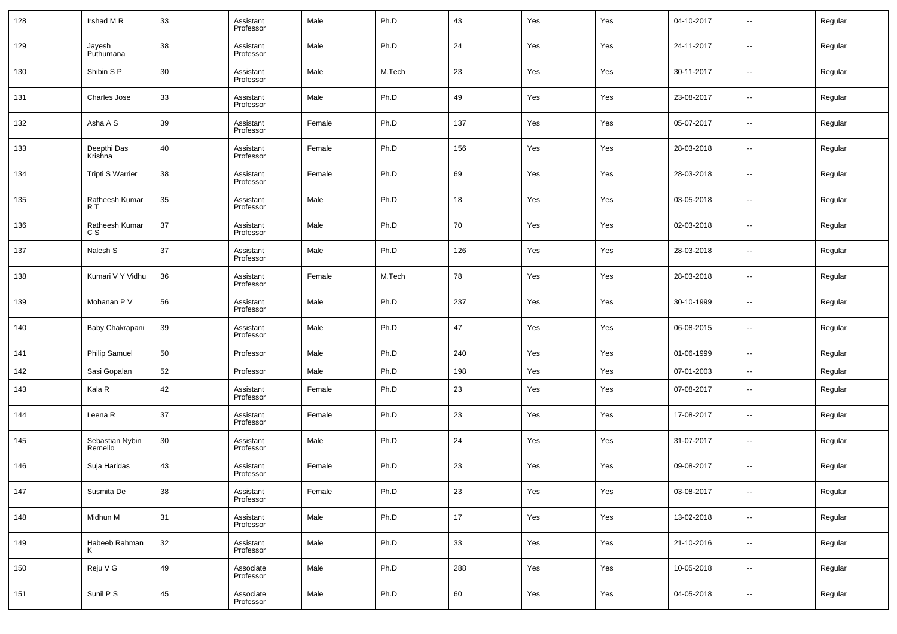| 128 | Irshad M R | 33 | Assistant Professor | Male | Ph.D | 43 | Yes | Yes | 04-10-2017 | -- | Regular |
|---|---|---|---|---|---|---|---|---|---|---|---|
| 129 | Jayesh Puthumana | 38 | Assistant Professor | Male | Ph.D | 24 | Yes | Yes | 24-11-2017 | -- | Regular |
| 130 | Shibin S P | 30 | Assistant Professor | Male | M.Tech | 23 | Yes | Yes | 30-11-2017 | -- | Regular |
| 131 | Charles Jose | 33 | Assistant Professor | Male | Ph.D | 49 | Yes | Yes | 23-08-2017 | -- | Regular |
| 132 | Asha A S | 39 | Assistant Professor | Female | Ph.D | 137 | Yes | Yes | 05-07-2017 | -- | Regular |
| 133 | Deepthi Das Krishna | 40 | Assistant Professor | Female | Ph.D | 156 | Yes | Yes | 28-03-2018 | -- | Regular |
| 134 | Tripti S Warrier | 38 | Assistant Professor | Female | Ph.D | 69 | Yes | Yes | 28-03-2018 | -- | Regular |
| 135 | Ratheesh Kumar R T | 35 | Assistant Professor | Male | Ph.D | 18 | Yes | Yes | 03-05-2018 | -- | Regular |
| 136 | Ratheesh Kumar C S | 37 | Assistant Professor | Male | Ph.D | 70 | Yes | Yes | 02-03-2018 | -- | Regular |
| 137 | Nalesh S | 37 | Assistant Professor | Male | Ph.D | 126 | Yes | Yes | 28-03-2018 | -- | Regular |
| 138 | Kumari V Y Vidhu | 36 | Assistant Professor | Female | M.Tech | 78 | Yes | Yes | 28-03-2018 | -- | Regular |
| 139 | Mohanan P V | 56 | Assistant Professor | Male | Ph.D | 237 | Yes | Yes | 30-10-1999 | -- | Regular |
| 140 | Baby Chakrapani | 39 | Assistant Professor | Male | Ph.D | 47 | Yes | Yes | 06-08-2015 | -- | Regular |
| 141 | Philip Samuel | 50 | Professor | Male | Ph.D | 240 | Yes | Yes | 01-06-1999 | -- | Regular |
| 142 | Sasi Gopalan | 52 | Professor | Male | Ph.D | 198 | Yes | Yes | 07-01-2003 | -- | Regular |
| 143 | Kala R | 42 | Assistant Professor | Female | Ph.D | 23 | Yes | Yes | 07-08-2017 | -- | Regular |
| 144 | Leena R | 37 | Assistant Professor | Female | Ph.D | 23 | Yes | Yes | 17-08-2017 | -- | Regular |
| 145 | Sebastian Nybin Remello | 30 | Assistant Professor | Male | Ph.D | 24 | Yes | Yes | 31-07-2017 | -- | Regular |
| 146 | Suja Haridas | 43 | Assistant Professor | Female | Ph.D | 23 | Yes | Yes | 09-08-2017 | -- | Regular |
| 147 | Susmita De | 38 | Assistant Professor | Female | Ph.D | 23 | Yes | Yes | 03-08-2017 | -- | Regular |
| 148 | Midhun M | 31 | Assistant Professor | Male | Ph.D | 17 | Yes | Yes | 13-02-2018 | -- | Regular |
| 149 | Habeeb Rahman K | 32 | Assistant Professor | Male | Ph.D | 33 | Yes | Yes | 21-10-2016 | -- | Regular |
| 150 | Reju V G | 49 | Associate Professor | Male | Ph.D | 288 | Yes | Yes | 10-05-2018 | -- | Regular |
| 151 | Sunil P S | 45 | Associate Professor | Male | Ph.D | 60 | Yes | Yes | 04-05-2018 | -- | Regular |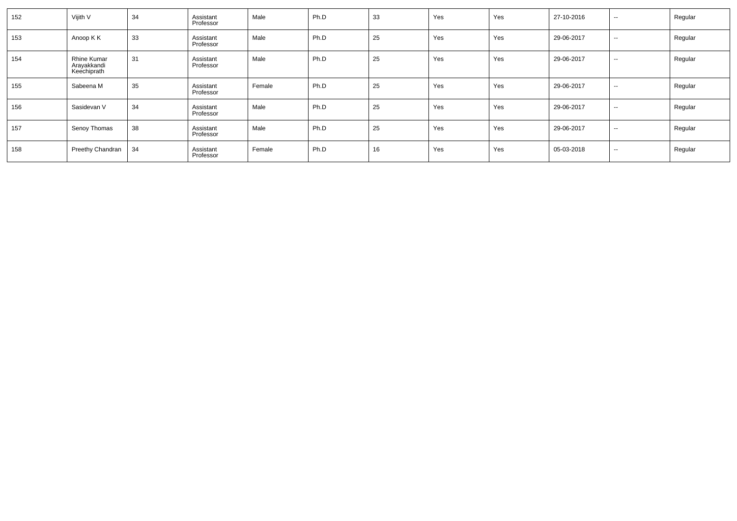| | | | | | | | | | | | |
|---|---|---|---|---|---|---|---|---|---|---|---|
| 152 | Vijith V | 34 | Assistant Professor | Male | Ph.D | 33 | Yes | Yes | 27-10-2016 | -- | Regular |
| 153 | Anoop K K | 33 | Assistant Professor | Male | Ph.D | 25 | Yes | Yes | 29-06-2017 | -- | Regular |
| 154 | Rhine Kumar Arayakkandi Keechiprath | 31 | Assistant Professor | Male | Ph.D | 25 | Yes | Yes | 29-06-2017 | -- | Regular |
| 155 | Sabeena M | 35 | Assistant Professor | Female | Ph.D | 25 | Yes | Yes | 29-06-2017 | -- | Regular |
| 156 | Sasidevan V | 34 | Assistant Professor | Male | Ph.D | 25 | Yes | Yes | 29-06-2017 | -- | Regular |
| 157 | Senoy Thomas | 38 | Assistant Professor | Male | Ph.D | 25 | Yes | Yes | 29-06-2017 | -- | Regular |
| 158 | Preethy Chandran | 34 | Assistant Professor | Female | Ph.D | 16 | Yes | Yes | 05-03-2018 | -- | Regular |